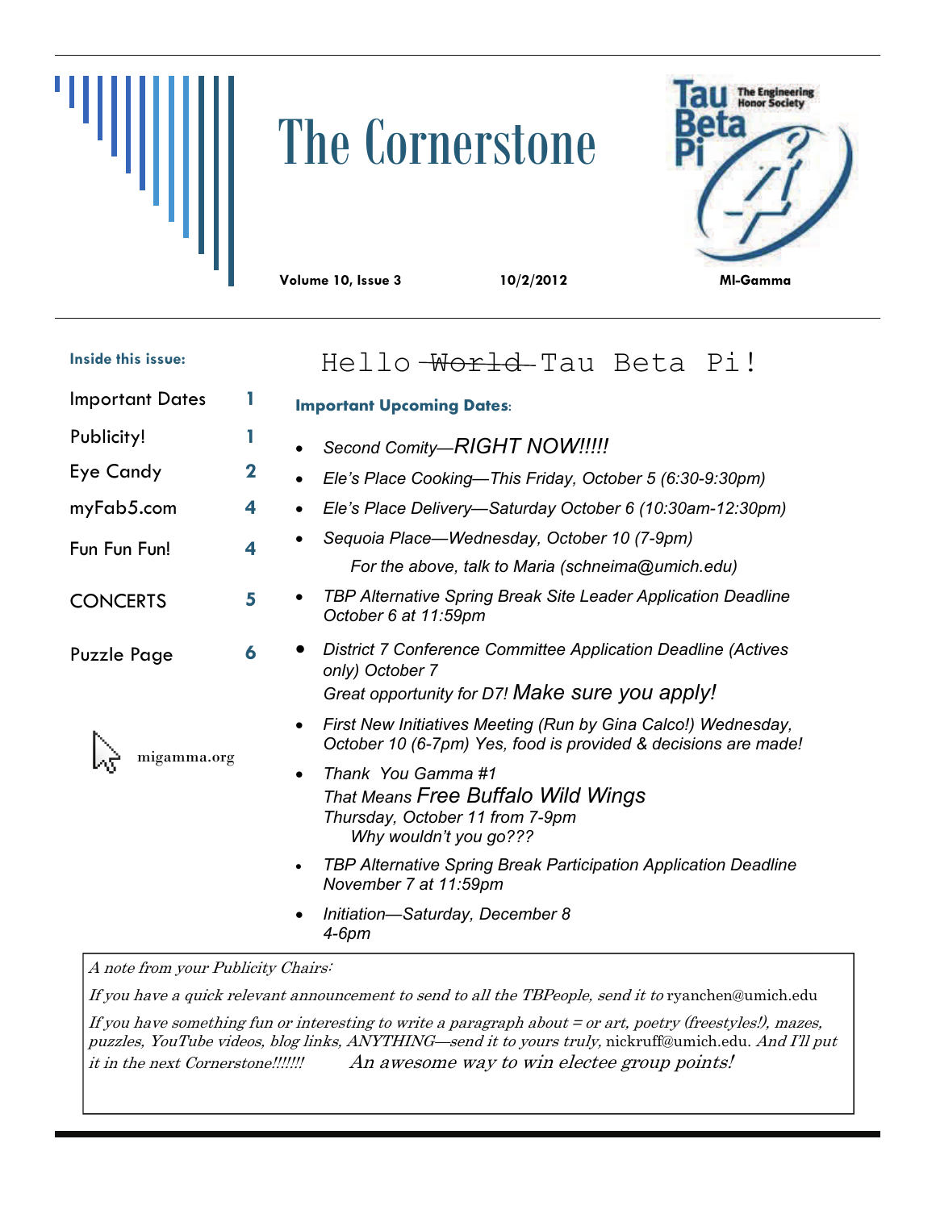# The Cornerstone

Tau Beta Pi — The Engineering Honor Society

**Volume 10, Issue 3** **10/2/2012** **MI-Gamma**

**Inside this issue:**

| | |
|---|---|
| Important Dates | 1 |
| Publicity! | 1 |
| Eye Candy | 2 |
| myFab5.com | 4 |
| Fun Fun Fun! | 4 |
| CONCERTS | 5 |
| Puzzle Page | 6 |

migamma.org

## Hello ~~World~~ Tau Beta Pi!

**Important Upcoming Dates:**

- *Second Comity—RIGHT NOW!!!!!*
- *Ele's Place Cooking—This Friday, October 5 (6:30-9:30pm)*
- *Ele's Place Delivery—Saturday October 6 (10:30am-12:30pm)*
- *Sequoia Place—Wednesday, October 10 (7-9pm)*
  *For the above, talk to Maria (schneima@umich.edu)*
- *TBP Alternative Spring Break Site Leader Application Deadline October 6 at 11:59pm*
- *District 7 Conference Committee Application Deadline (Actives only) October 7*
  *Great opportunity for D7! Make sure you apply!*
- *First New Initiatives Meeting (Run by Gina Calco!) Wednesday, October 10 (6-7pm) Yes, food is provided & decisions are made!*
- *Thank You Gamma #1*
  *That Means Free Buffalo Wild Wings*
  *Thursday, October 11 from 7-9pm*
  *Why wouldn't you go???*
- *TBP Alternative Spring Break Participation Application Deadline November 7 at 11:59pm*
- *Initiation—Saturday, December 8*
  *4-6pm*

*A note from your Publicity Chairs:*

*If you have a quick relevant announcement to send to all the TBPeople, send it to* ryanchen@umich.edu

*If you have something fun or interesting to write a paragraph about = or art, poetry (freestyles!), mazes, puzzles, YouTube videos, blog links, ANYTHING—send it to yours truly,* nickruff@umich.edu. *And I'll put it in the next Cornerstone!!!!!!!* *An awesome way to win electee group points!*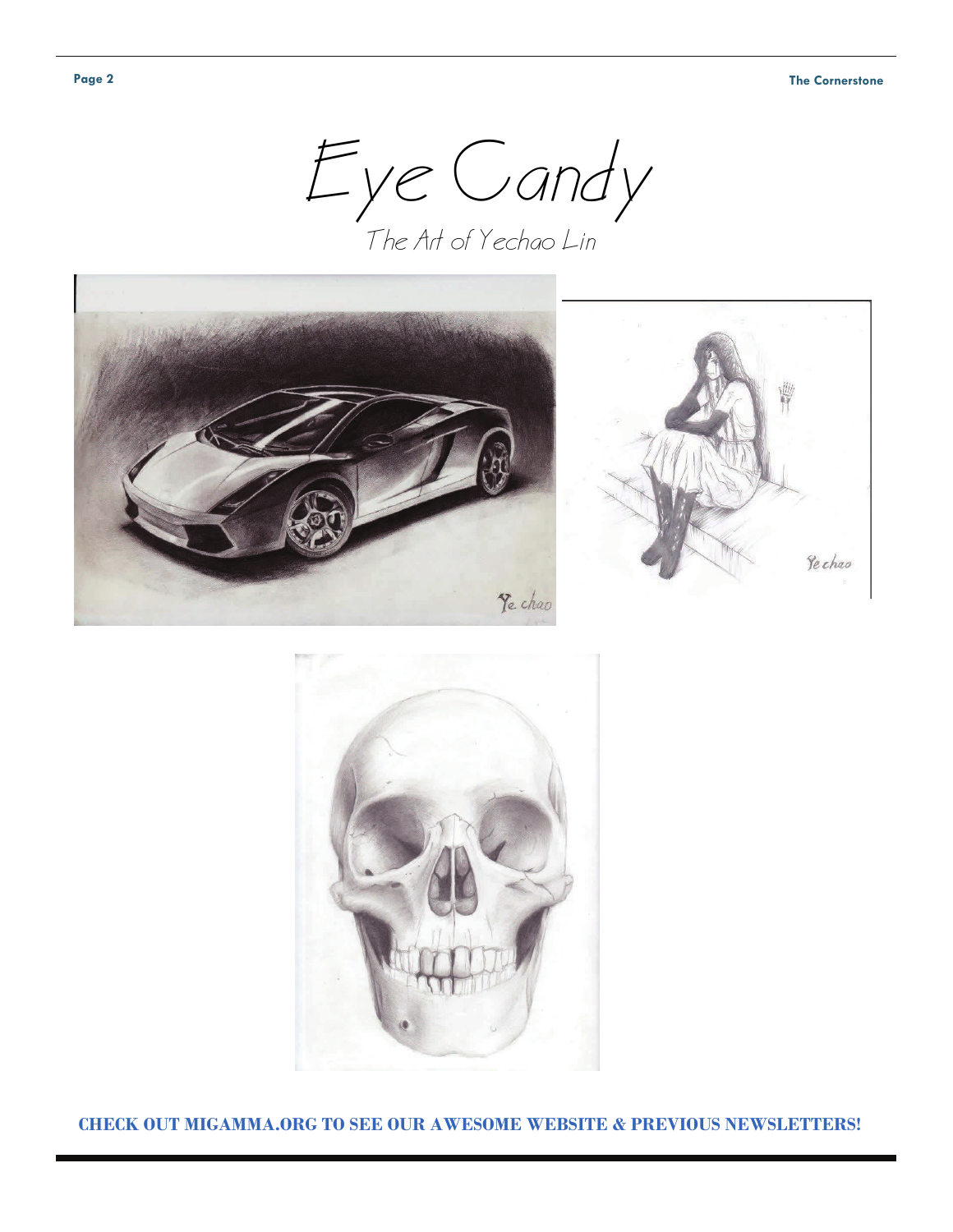# Eye Candy

## The Art of Yechao Lin

**CHECK OUT MIGAMMA.ORG TO SEE OUR AWESOME WEBSITE & PREVIOUS NEWSLETTERS!**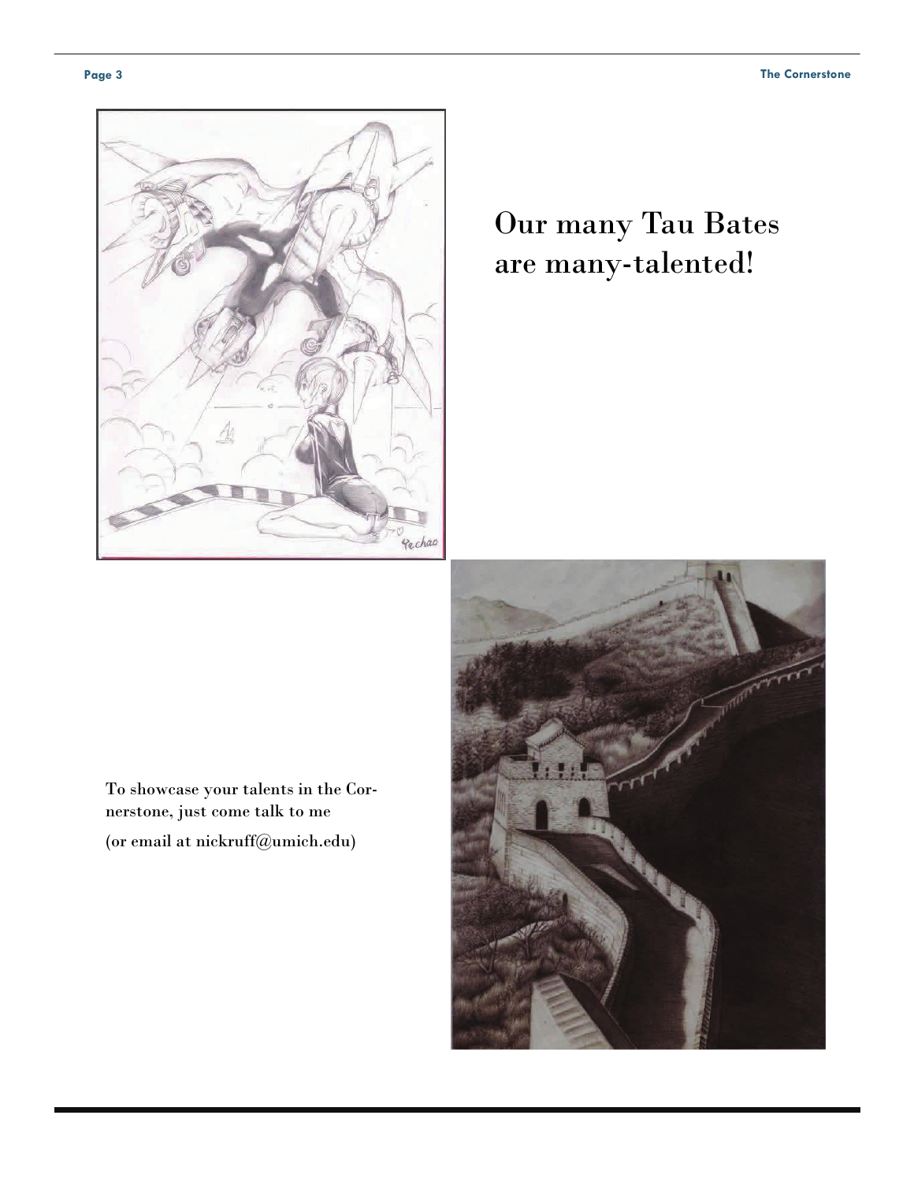# Our many Tau Bates are many-talented!

To showcase your talents in the Cornerstone, just come talk to me

(or email at nickruff@umich.edu)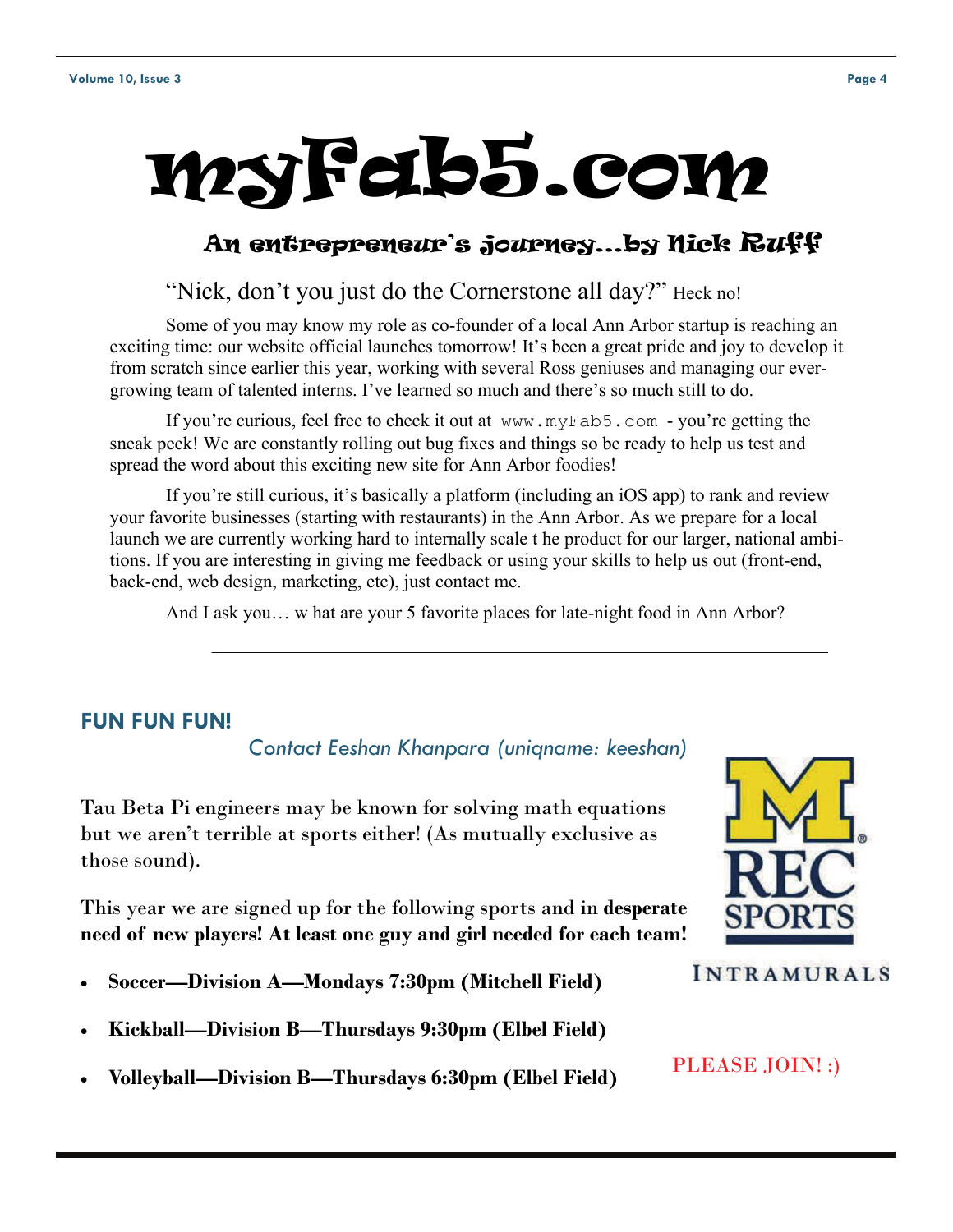# myFab5.com

## An entrepreneur's journey…by Nick Ruff

"Nick, don't you just do the Cornerstone all day?" Heck no!

Some of you may know my role as co-founder of a local Ann Arbor startup is reaching an exciting time: our website official launches tomorrow! It's been a great pride and joy to develop it from scratch since earlier this year, working with several Ross geniuses and managing our ever-growing team of talented interns. I've learned so much and there's so much still to do.

If you're curious, feel free to check it out at `www.myFab5.com` - you're getting the sneak peek! We are constantly rolling out bug fixes and things so be ready to help us test and spread the word about this exciting new site for Ann Arbor foodies!

If you're still curious, it's basically a platform (including an iOS app) to rank and review your favorite businesses (starting with restaurants) in the Ann Arbor. As we prepare for a local launch we are currently working hard to internally scale t he product for our larger, national ambitions. If you are interesting in giving me feedback or using your skills to help us out (front-end, back-end, web design, marketing, etc), just contact me.

And I ask you… w hat are your 5 favorite places for late-night food in Ann Arbor?

---

## FUN FUN FUN!

*Contact Eeshan Khanpara (uniqname: keeshan)*

Tau Beta Pi engineers may be known for solving math equations but we aren't terrible at sports either! (As mutually exclusive as those sound).

This year we are signed up for the following sports and in **desperate need of new players! At least one guy and girl needed for each team!**

- **Soccer—Division A—Mondays 7:30pm (Mitchell Field)**
- **Kickball—Division B—Thursdays 9:30pm (Elbel Field)**
- **Volleyball—Division B—Thursdays 6:30pm (Elbel Field)**

M REC SPORTS

INTRAMURALS

PLEASE JOIN! :)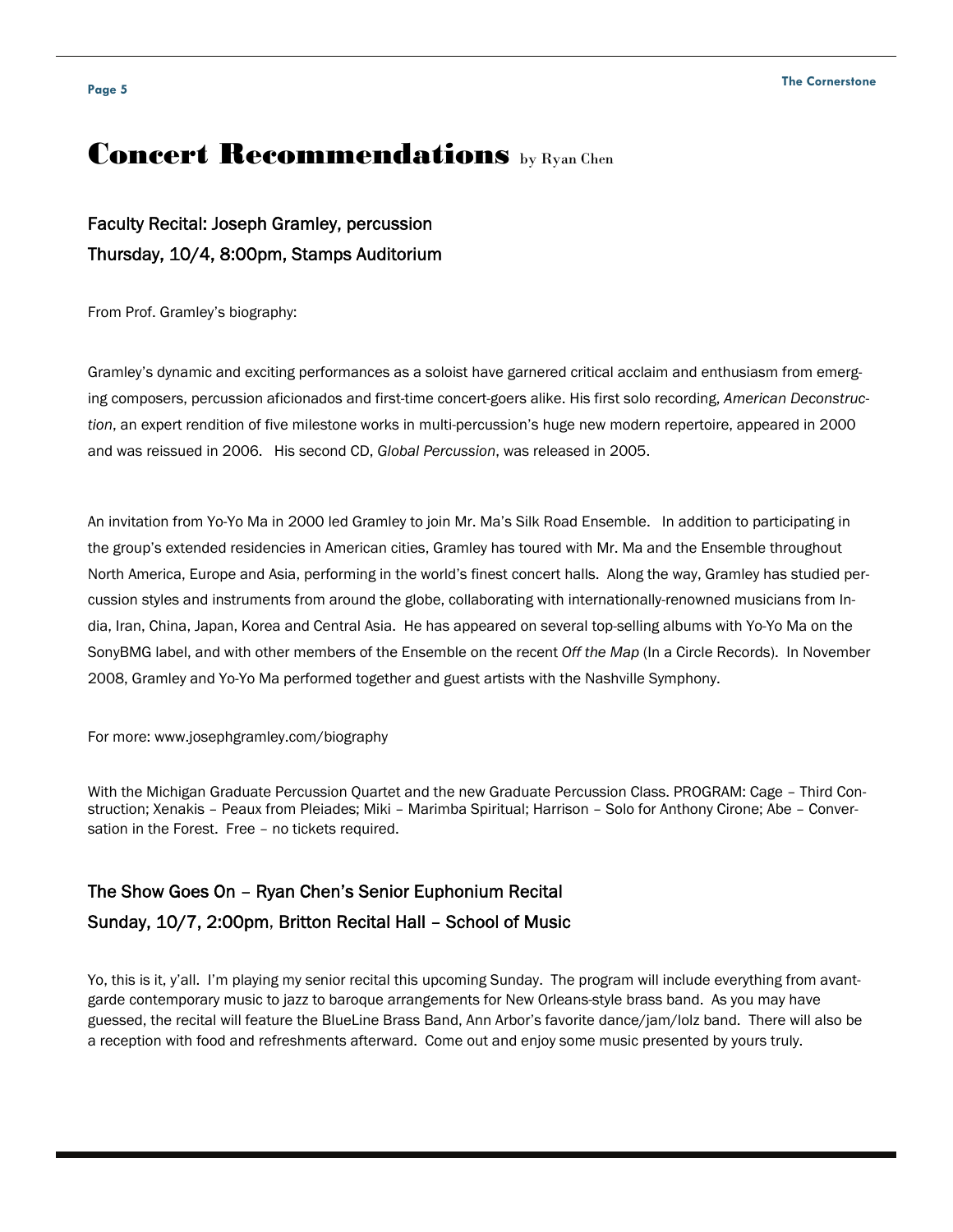# Concert Recommendations by Ryan Chen

### Faculty Recital: Joseph Gramley, percussion
### Thursday, 10/4, 8:00pm, Stamps Auditorium

From Prof. Gramley's biography:

Gramley's dynamic and exciting performances as a soloist have garnered critical acclaim and enthusiasm from emerging composers, percussion aficionados and first-time concert-goers alike. His first solo recording, *American Deconstruction*, an expert rendition of five milestone works in multi-percussion's huge new modern repertoire, appeared in 2000 and was reissued in 2006. His second CD, *Global Percussion*, was released in 2005.

An invitation from Yo-Yo Ma in 2000 led Gramley to join Mr. Ma's Silk Road Ensemble. In addition to participating in the group's extended residencies in American cities, Gramley has toured with Mr. Ma and the Ensemble throughout North America, Europe and Asia, performing in the world's finest concert halls. Along the way, Gramley has studied percussion styles and instruments from around the globe, collaborating with internationally-renowned musicians from India, Iran, China, Japan, Korea and Central Asia. He has appeared on several top-selling albums with Yo-Yo Ma on the SonyBMG label, and with other members of the Ensemble on the recent *Off the Map* (In a Circle Records). In November 2008, Gramley and Yo-Yo Ma performed together and guest artists with the Nashville Symphony.

For more: www.josephgramley.com/biography

With the Michigan Graduate Percussion Quartet and the new Graduate Percussion Class. PROGRAM: Cage – Third Construction; Xenakis – Peaux from Pleiades; Miki – Marimba Spiritual; Harrison – Solo for Anthony Cirone; Abe – Conversation in the Forest. Free – no tickets required.

### The Show Goes On – Ryan Chen's Senior Euphonium Recital
### Sunday, 10/7, 2:00pm, Britton Recital Hall – School of Music

Yo, this is it, y'all. I'm playing my senior recital this upcoming Sunday. The program will include everything from avant-garde contemporary music to jazz to baroque arrangements for New Orleans-style brass band. As you may have guessed, the recital will feature the BlueLine Brass Band, Ann Arbor's favorite dance/jam/lolz band. There will also be a reception with food and refreshments afterward. Come out and enjoy some music presented by yours truly.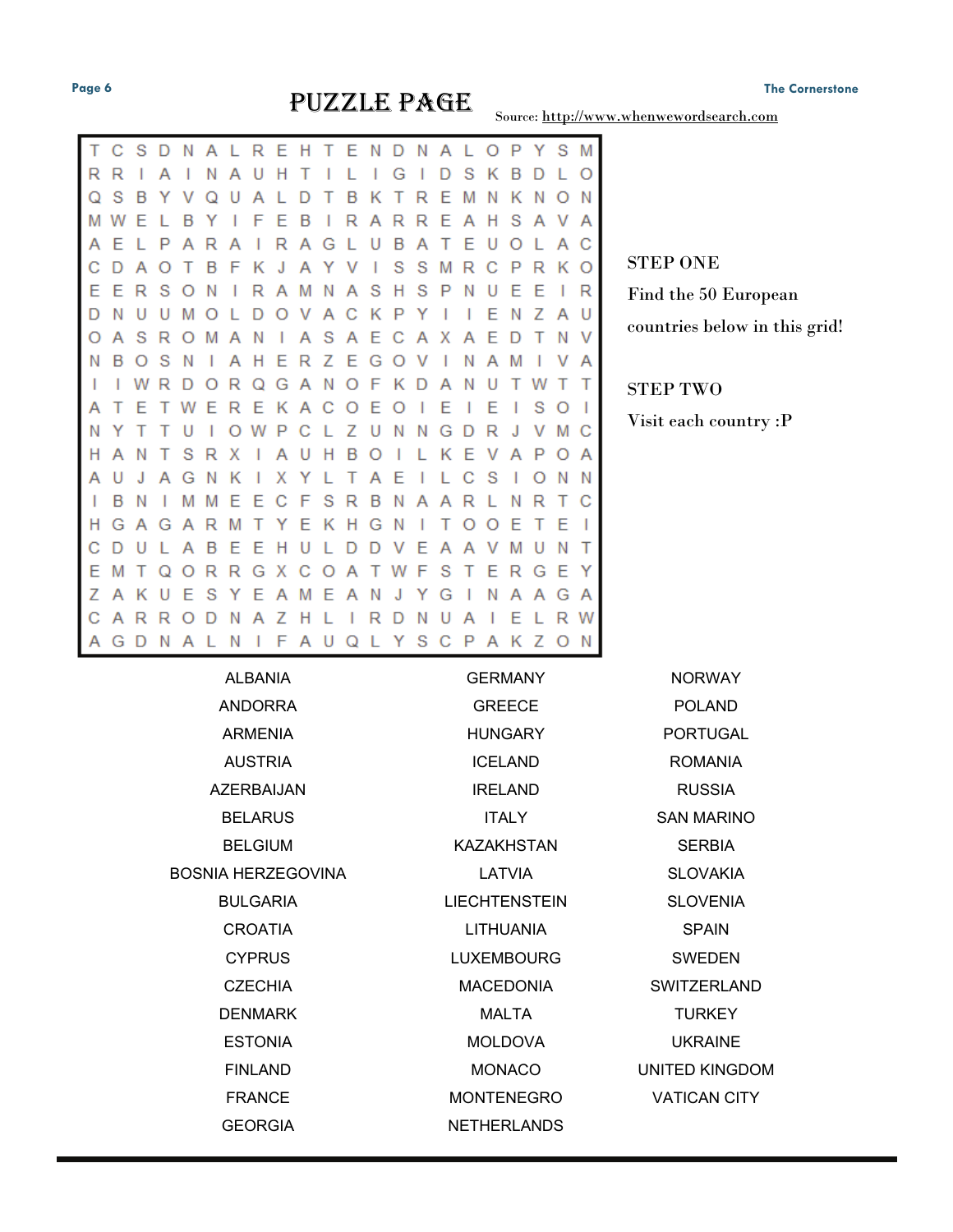# PUZZLE PAGE

Source: http://www.whenwewordsearch.com

| | | | | | | | | | | | | | | | | | | | | | |
|---|---|---|---|---|---|---|---|---|---|---|---|---|---|---|---|---|---|---|---|---|---|
| T | C | S | D | N | A | L | R | E | H | T | E | N | D | N | A | L | O | P | Y | S | M |
| R | R | I | A | I | N | A | U | H | T | I | L | I | G | I | D | S | K | B | D | L | O |
| Q | S | B | Y | V | Q | U | A | L | D | T | B | K | T | R | E | M | N | K | N | O | N |
| M | W | E | L | B | Y | I | F | E | B | I | R | A | R | R | E | A | H | S | A | V | A |
| A | E | L | P | A | R | A | I | R | A | G | L | U | B | A | T | E | U | O | L | A | C |
| C | D | A | O | T | B | F | K | J | A | Y | V | I | S | S | M | R | C | P | R | K | O |
| E | E | R | S | O | N | I | R | A | M | N | A | S | H | S | P | N | U | E | E | I | R |
| D | N | U | U | M | O | L | D | O | V | A | C | K | P | Y | I | I | E | N | Z | A | U |
| O | A | S | R | O | M | A | N | I | A | S | A | E | C | A | X | A | E | D | T | N | V |
| N | B | O | S | N | I | A | H | E | R | Z | E | G | O | V | I | N | A | M | I | V | A |
| I | I | W | R | D | O | R | Q | G | A | N | O | F | K | D | A | N | U | T | W | T | T |
| A | T | E | T | W | E | R | E | K | A | C | O | E | O | I | E | I | E | I | S | O | I |
| N | Y | T | T | U | I | O | W | P | C | L | Z | U | N | N | G | D | R | J | V | M | C |
| H | A | N | T | S | R | X | I | A | U | H | B | O | I | L | K | E | V | A | P | O | A |
| A | U | J | A | G | N | K | I | X | Y | L | T | A | E | I | L | C | S | I | O | N | N |
| I | B | N | I | M | M | E | E | C | F | S | R | B | N | A | A | R | L | N | R | T | C |
| H | G | A | G | A | R | M | T | Y | E | K | H | G | N | I | T | O | O | E | T | E | I |
| C | D | U | L | A | B | E | E | H | U | L | D | D | V | E | A | A | V | M | U | N | T |
| E | M | T | Q | O | R | R | G | X | C | O | A | T | W | F | S | T | E | R | G | E | Y |
| Z | A | K | U | E | S | Y | E | A | M | E | A | N | J | Y | G | I | N | A | A | G | A |
| C | A | R | R | O | D | N | A | Z | H | L | I | R | D | N | U | A | I | E | L | R | W |
| A | G | D | N | A | L | N | I | F | A | U | Q | L | Y | S | C | P | A | K | Z | O | N |

STEP ONE

Find the 50 European countries below in this grid!

STEP TWO

Visit each country :P

| | | |
|---|---|---|
| ALBANIA | GERMANY | NORWAY |
| ANDORRA | GREECE | POLAND |
| ARMENIA | HUNGARY | PORTUGAL |
| AUSTRIA | ICELAND | ROMANIA |
| AZERBAIJAN | IRELAND | RUSSIA |
| BELARUS | ITALY | SAN MARINO |
| BELGIUM | KAZAKHSTAN | SERBIA |
| BOSNIA HERZEGOVINA | LATVIA | SLOVAKIA |
| BULGARIA | LIECHTENSTEIN | SLOVENIA |
| CROATIA | LITHUANIA | SPAIN |
| CYPRUS | LUXEMBOURG | SWEDEN |
| CZECHIA | MACEDONIA | SWITZERLAND |
| DENMARK | MALTA | TURKEY |
| ESTONIA | MOLDOVA | UKRAINE |
| FINLAND | MONACO | UNITED KINGDOM |
| FRANCE | MONTENEGRO | VATICAN CITY |
| GEORGIA | NETHERLANDS | |